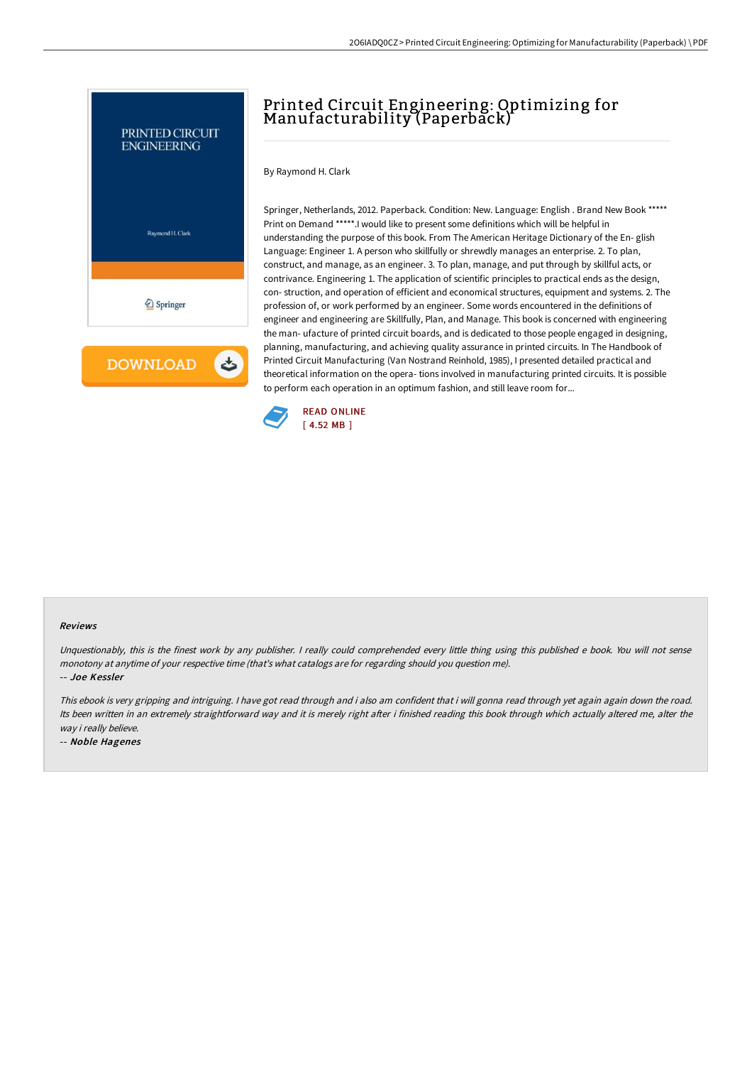# Printed Circuit Engineering: Optimizing for Manufacturability (Paperback)

By Raymond H. Clark

Springer, Netherlands, 2012. Paperback. Condition: New. Language: English . Brand New Book ***** Print on Demand *****.I would like to present some definitions which will be helpful in understanding the purpose of this book. From The American Heritage Dictionary of the En- glish Language: Engineer 1. A person who skillfully or shrewdly manages an enterprise. 2. To plan, construct, and manage, as an engineer. 3. To plan, manage, and put through by skillful acts, or contrivance. Engineering 1. The application of scientific principles to practical ends as the design, con- struction, and operation of efficient and economical structures, equipment and systems. 2. The profession of, or work performed by an engineer. Some words encountered in the definitions of engineer and engineering are Skillfully, Plan, and Manage. This book is concerned with engineering the man- ufacture of printed circuit boards, and is dedicated to those people engaged in designing, planning, manufacturing, and achieving quality assurance in printed circuits. In The Handbook of Printed Circuit Manufacturing (Van Nostrand Reinhold, 1985), I presented detailed practical and theoretical information on the opera- tions involved in manufacturing printed circuits. It is possible to perform each operation in an optimum fashion, and still leave room for...

READ ONLINE
[ 4.52 MB ]

#### Reviews

*Unquestionably, this is the finest work by any publisher. I really could comprehended every little thing using this published e book. You will not sense monotony at anytime of your respective time (that's what catalogs are for regarding should you question me).*

-- *Joe Kessler*

*This ebook is very gripping and intriguing. I have got read through and i also am confident that i will gonna read through yet again again down the road. Its been written in an extremely straightforward way and it is merely right after i finished reading this book through which actually altered me, alter the way i really believe.*

-- *Noble Hagenes*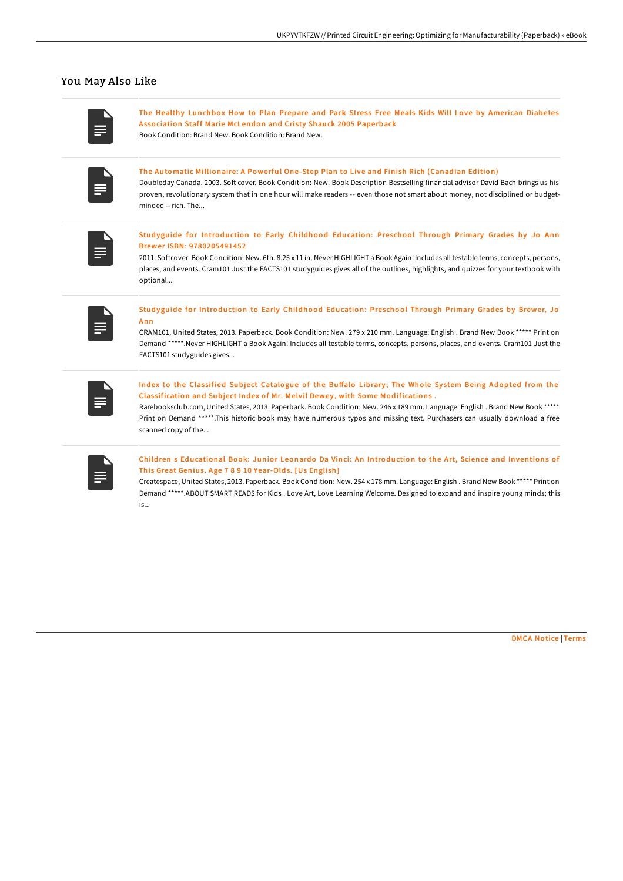## You May Also Like

The Healthy Lunchbox How to Plan Prepare and Pack Stress Free Meals Kids Will Love by American Diabetes Association Staff Marie McLendon and Cristy Shauck 2005 Paperback

Book Condition: Brand New. Book Condition: Brand New.

The Automatic Millionaire: A Powerful One-Step Plan to Live and Finish Rich (Canadian Edition)

Doubleday Canada, 2003. Soft cover. Book Condition: New. Book Description Bestselling financial advisor David Bach brings us his proven, revolutionary system that in one hour will make readers -- even those not smart about money, not disciplined or budget-minded -- rich. The...

Studyguide for Introduction to Early Childhood Education: Preschool Through Primary Grades by Jo Ann Brewer ISBN: 9780205491452

2011. Softcover. Book Condition: New. 6th. 8.25 x 11 in. Never HIGHLIGHT a Book Again! Includes all testable terms, concepts, persons, places, and events. Cram101 Just the FACTS101 studyguides gives all of the outlines, highlights, and quizzes for your textbook with optional...

Studyguide for Introduction to Early Childhood Education: Preschool Through Primary Grades by Brewer, Jo Ann

CRAM101, United States, 2013. Paperback. Book Condition: New. 279 x 210 mm. Language: English . Brand New Book ***** Print on Demand *****.Never HIGHLIGHT a Book Again! Includes all testable terms, concepts, persons, places, and events. Cram101 Just the FACTS101 studyguides gives...

Index to the Classified Subject Catalogue of the Buffalo Library; The Whole System Being Adopted from the Classification and Subject Index of Mr. Melvil Dewey, with Some Modifications .

Rarebooksclub.com, United States, 2013. Paperback. Book Condition: New. 246 x 189 mm. Language: English . Brand New Book ***** Print on Demand *****.This historic book may have numerous typos and missing text. Purchasers can usually download a free scanned copy of the...

Children s Educational Book: Junior Leonardo Da Vinci: An Introduction to the Art, Science and Inventions of This Great Genius. Age 7 8 9 10 Year-Olds. [Us English]

Createspace, United States, 2013. Paperback. Book Condition: New. 254 x 178 mm. Language: English . Brand New Book ***** Print on Demand *****.ABOUT SMART READS for Kids . Love Art, Love Learning Welcome. Designed to expand and inspire young minds; this is...